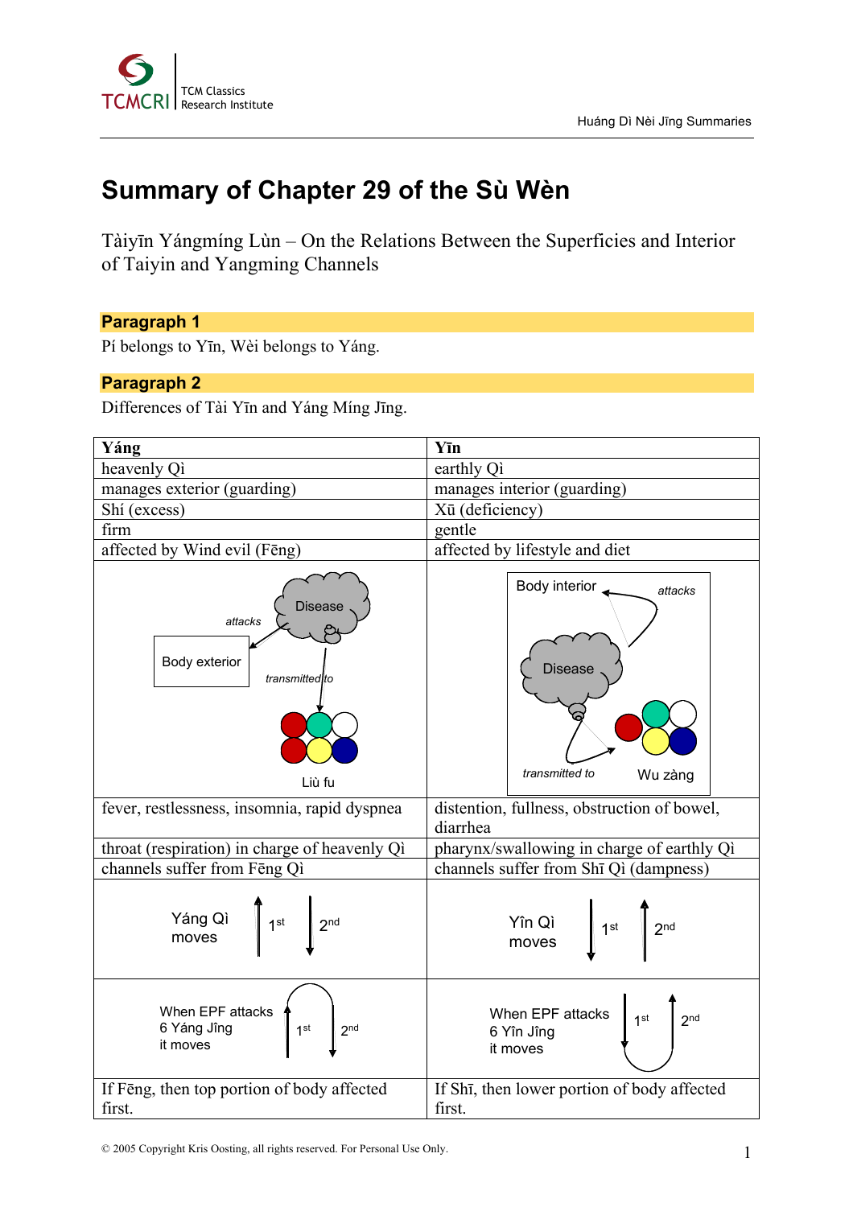# Summary of Chapter 29 of the Sù Wèn

Tàiyīn Yángmíng Lùn – On the Relations Between the Superficies and Interior of Taiyin and Yangming Channels

## Paragraph 1

Pí belongs to Yīn, Wèi belongs to Yáng.

## Paragraph 2

Differences of Tài Yīn and Yáng Míng Jīng.

| Yáng | Yīn |
|---|---|
| heavenly Qì | earthly Qì |
| manages exterior (guarding) | manages interior (guarding) |
| Shí (excess) | Xū (deficiency) |
| firm | gentle |
| affected by Wind evil (Fēng) | affected by lifestyle and diet |
| Disease attacks Body exterior, transmitted to Liù fu | Disease attacks Body interior, transmitted to Wu zàng |
| fever, restlessness, insomnia, rapid dyspnea | distention, fullness, obstruction of bowel, diarrhea |
| throat (respiration) in charge of heavenly Qì | pharynx/swallowing in charge of earthly Qì |
| channels suffer from Fēng Qì | channels suffer from Shī Qì (dampness) |
| Yáng Qì moves: 1st ↑, 2nd ↓ | Yīn Qì moves: 1st ↓, 2nd ↑ |
| When EPF attacks 6 Yáng Jīng it moves: 1st ↑, 2nd ↓ | When EPF attacks 6 Yīn Jīng it moves: 1st ↓, 2nd ↑ |
| If Fēng, then top portion of body affected first. | If Shī, then lower portion of body affected first. |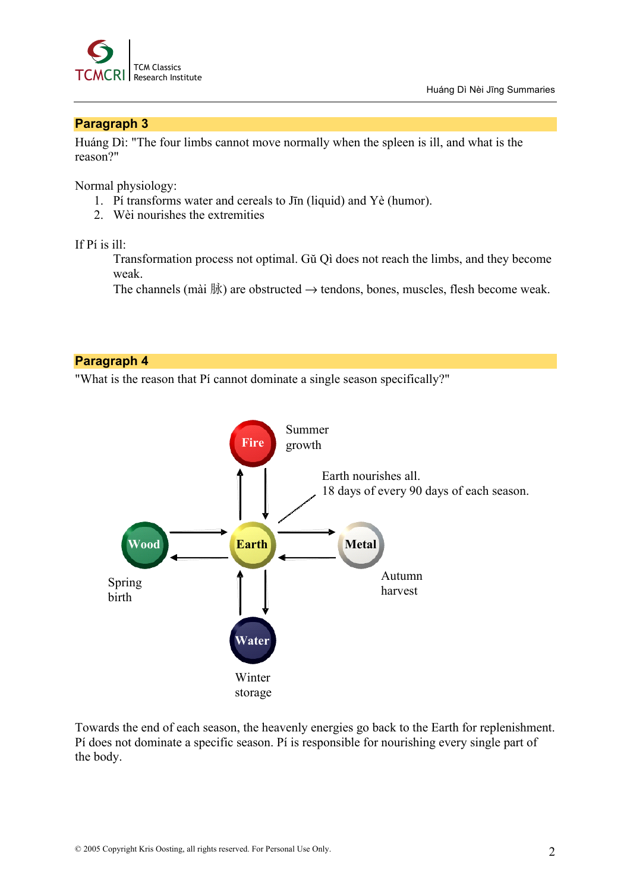## Paragraph 3

Huáng Dì: "The four limbs cannot move normally when the spleen is ill, and what is the reason?"

Normal physiology:

1. Pí transforms water and cereals to Jīn (liquid) and Yè (humor).
2. Wèi nourishes the extremities

If Pí is ill:

Transformation process not optimal. Gŭ Qì does not reach the limbs, and they become weak.
The channels (mài 脉) are obstructed → tendons, bones, muscles, flesh become weak.

## Paragraph 4

"What is the reason that Pí cannot dominate a single season specifically?"

Fire — Summer growth

Earth nourishes all.
18 days of every 90 days of each season.

Wood — Spring birth

Earth

Metal — Autumn harvest

Water — Winter storage

Towards the end of each season, the heavenly energies go back to the Earth for replenishment. Pí does not dominate a specific season. Pí is responsible for nourishing every single part of the body.

© 2005 Copyright Kris Oosting, all rights reserved. For Personal Use Only.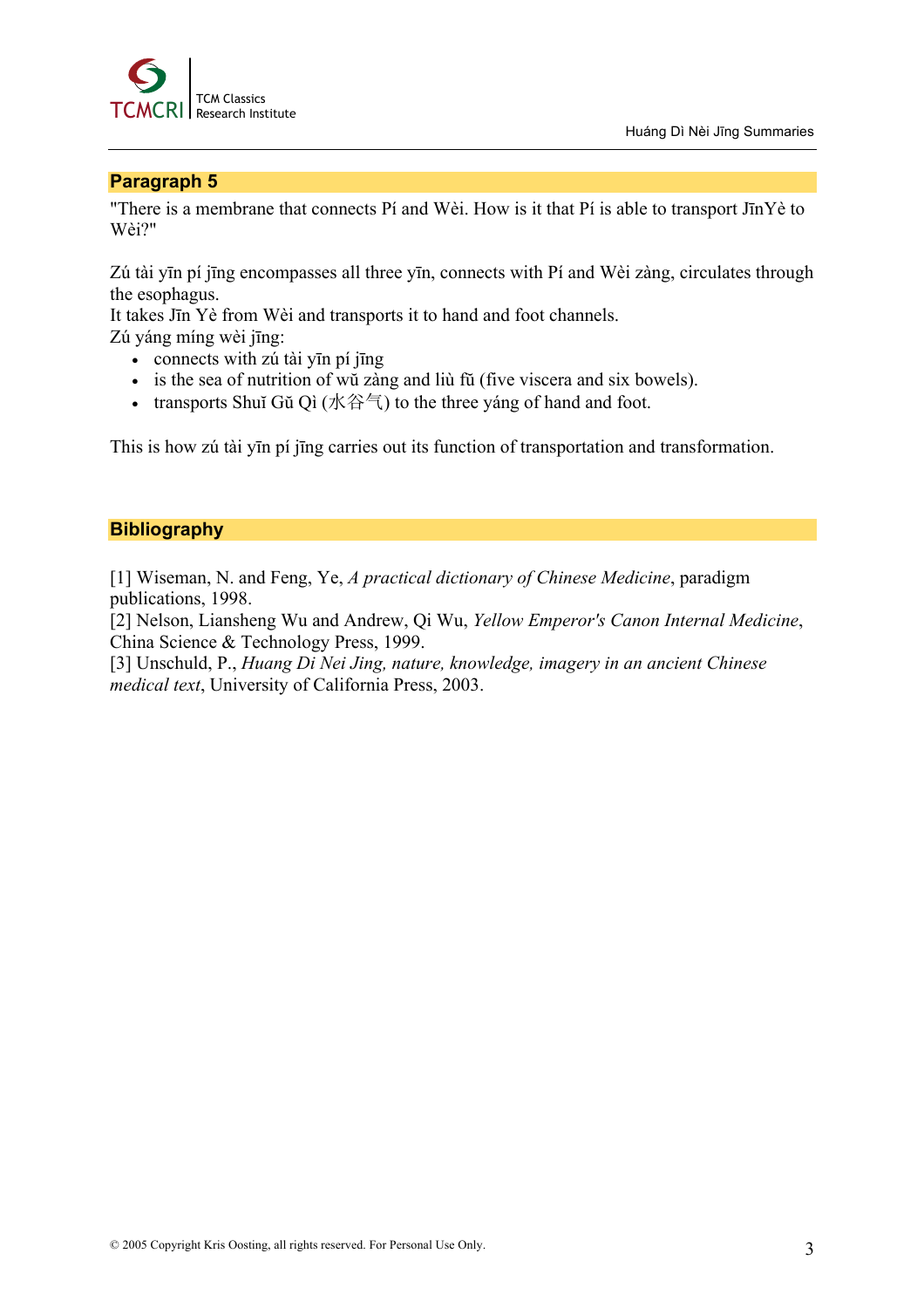## Paragraph 5

"There is a membrane that connects Pí and Wèi. How is it that Pí is able to transport JīnYè to Wèi?"

Zú tài yīn pí jīng encompasses all three yīn, connects with Pí and Wèi zàng, circulates through the esophagus.
It takes Jīn Yè from Wèi and transports it to hand and foot channels.
Zú yáng míng wèi jīng:

- connects with zú tài yīn pí jīng
- is the sea of nutrition of wǔ zàng and liù fǔ (five viscera and six bowels).
- transports Shuǐ Gǔ Qì (水谷气) to the three yáng of hand and foot.

This is how zú tài yīn pí jīng carries out its function of transportation and transformation.

## Bibliography

[1] Wiseman, N. and Feng, Ye, *A practical dictionary of Chinese Medicine*, paradigm publications, 1998.
[2] Nelson, Liansheng Wu and Andrew, Qi Wu, *Yellow Emperor's Canon Internal Medicine*, China Science & Technology Press, 1999.
[3] Unschuld, P., *Huang Di Nei Jing, nature, knowledge, imagery in an ancient Chinese medical text*, University of California Press, 2003.

© 2005 Copyright Kris Oosting, all rights reserved. For Personal Use Only.